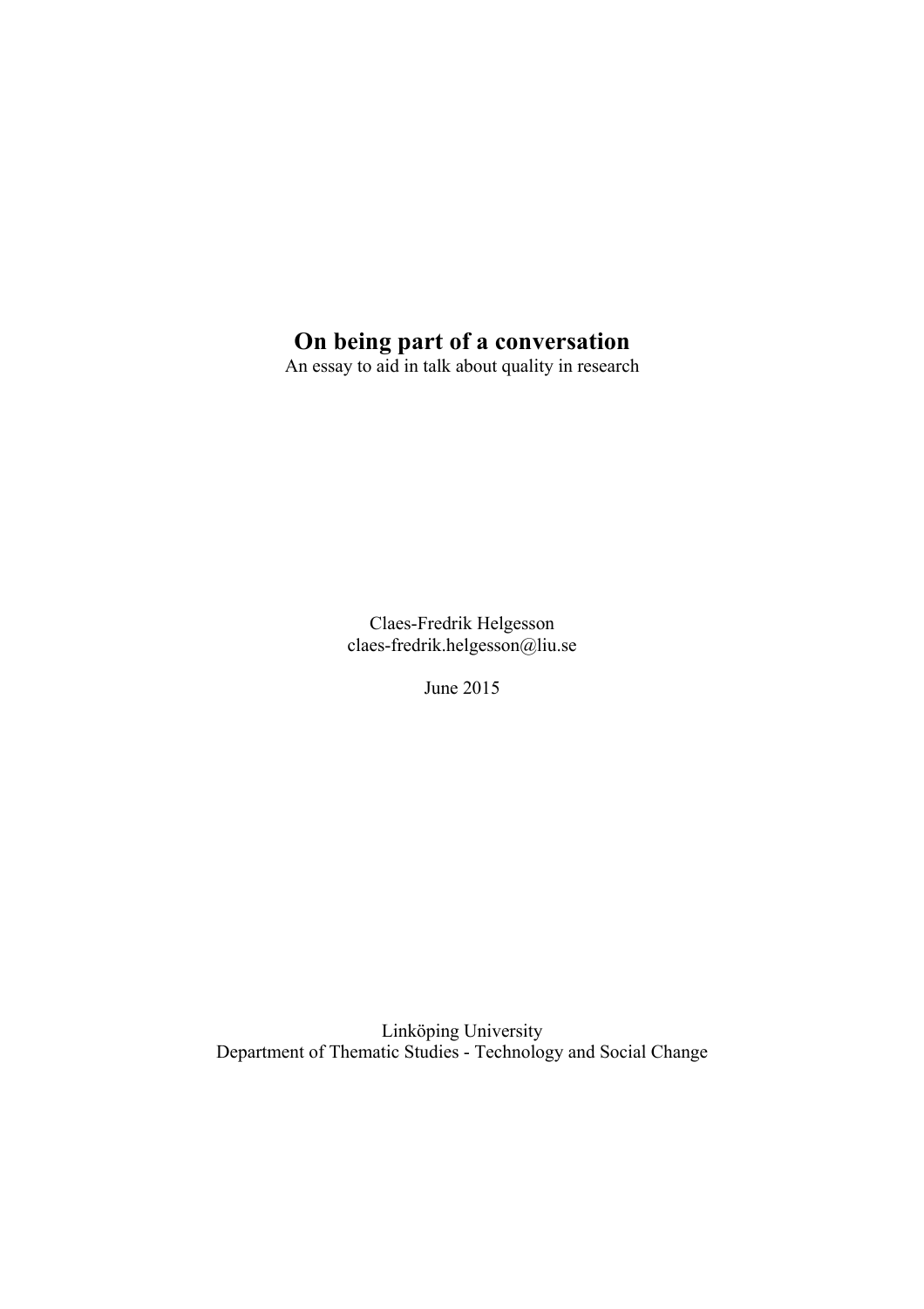# On being part of a conversation

An essay to aid in talk about quality in research

Claes-Fredrik Helgesson
claes-fredrik.helgesson@liu.se

June 2015

Linköping University
Department of Thematic Studies - Technology and Social Change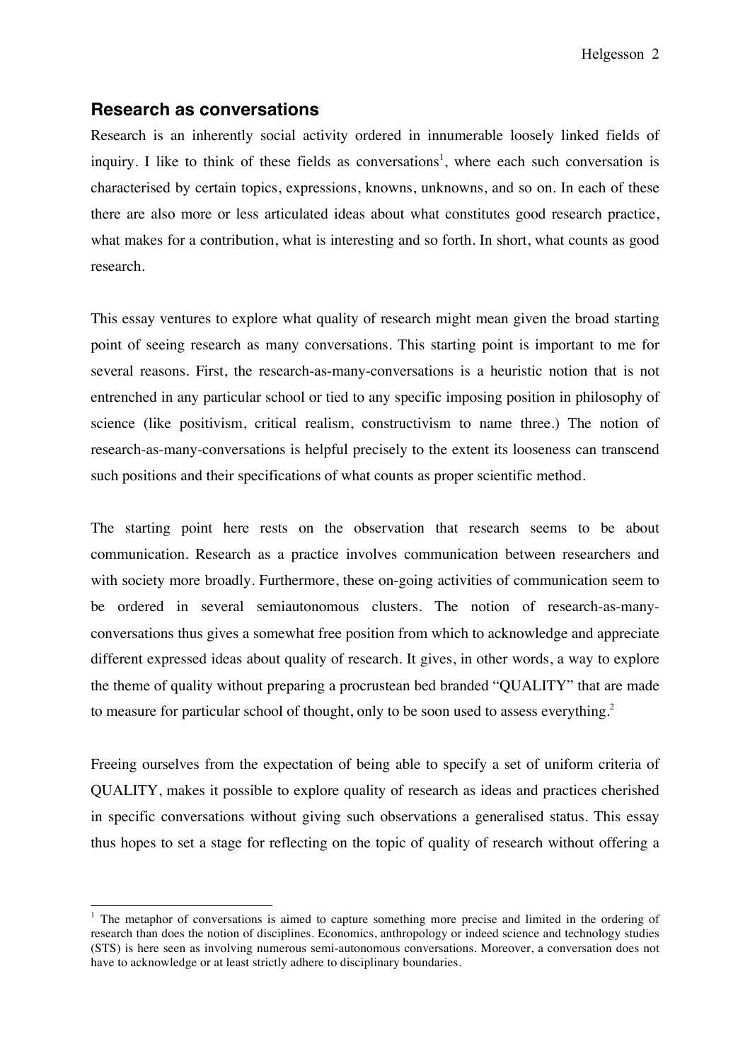## Research as conversations

Research is an inherently social activity ordered in innumerable loosely linked fields of inquiry. I like to think of these fields as conversations[1], where each such conversation is characterised by certain topics, expressions, knowns, unknowns, and so on. In each of these there are also more or less articulated ideas about what constitutes good research practice, what makes for a contribution, what is interesting and so forth. In short, what counts as good research.

This essay ventures to explore what quality of research might mean given the broad starting point of seeing research as many conversations. This starting point is important to me for several reasons. First, the research-as-many-conversations is a heuristic notion that is not entrenched in any particular school or tied to any specific imposing position in philosophy of science (like positivism, critical realism, constructivism to name three.) The notion of research-as-many-conversations is helpful precisely to the extent its looseness can transcend such positions and their specifications of what counts as proper scientific method.

The starting point here rests on the observation that research seems to be about communication. Research as a practice involves communication between researchers and with society more broadly. Furthermore, these on-going activities of communication seem to be ordered in several semiautonomous clusters. The notion of research-as-many-conversations thus gives a somewhat free position from which to acknowledge and appreciate different expressed ideas about quality of research. It gives, in other words, a way to explore the theme of quality without preparing a procrustean bed branded "QUALITY" that are made to measure for particular school of thought, only to be soon used to assess everything.[2]

Freeing ourselves from the expectation of being able to specify a set of uniform criteria of QUALITY, makes it possible to explore quality of research as ideas and practices cherished in specific conversations without giving such observations a generalised status. This essay thus hopes to set a stage for reflecting on the topic of quality of research without offering a

---

[1] The metaphor of conversations is aimed to capture something more precise and limited in the ordering of research than does the notion of disciplines. Economics, anthropology or indeed science and technology studies (STS) is here seen as involving numerous semi-autonomous conversations. Moreover, a conversation does not have to acknowledge or at least strictly adhere to disciplinary boundaries.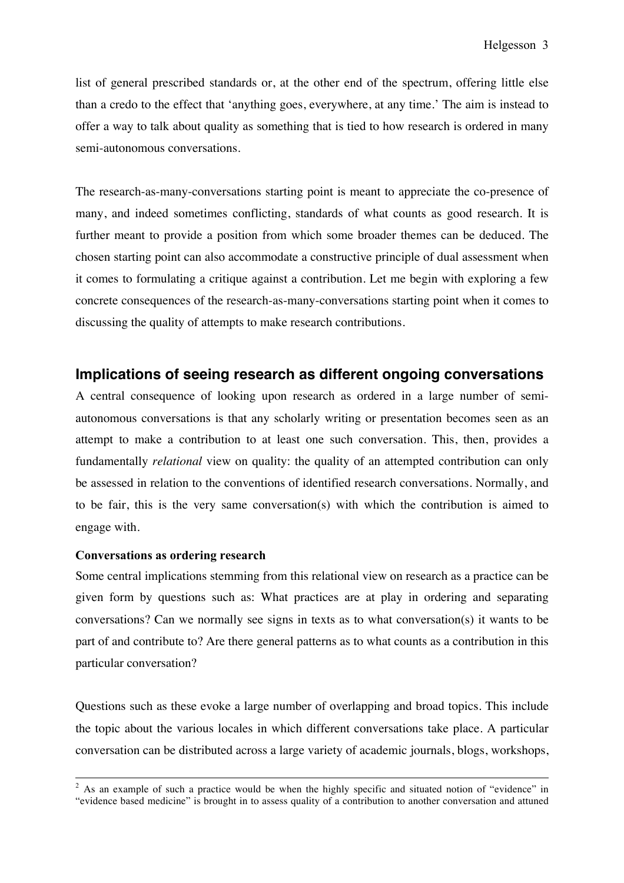list of general prescribed standards or, at the other end of the spectrum, offering little else than a credo to the effect that 'anything goes, everywhere, at any time.' The aim is instead to offer a way to talk about quality as something that is tied to how research is ordered in many semi-autonomous conversations.

The research-as-many-conversations starting point is meant to appreciate the co-presence of many, and indeed sometimes conflicting, standards of what counts as good research. It is further meant to provide a position from which some broader themes can be deduced. The chosen starting point can also accommodate a constructive principle of dual assessment when it comes to formulating a critique against a contribution. Let me begin with exploring a few concrete consequences of the research-as-many-conversations starting point when it comes to discussing the quality of attempts to make research contributions.

## Implications of seeing research as different ongoing conversations

A central consequence of looking upon research as ordered in a large number of semi-autonomous conversations is that any scholarly writing or presentation becomes seen as an attempt to make a contribution to at least one such conversation. This, then, provides a fundamentally *relational* view on quality: the quality of an attempted contribution can only be assessed in relation to the conventions of identified research conversations. Normally, and to be fair, this is the very same conversation(s) with which the contribution is aimed to engage with.

### Conversations as ordering research

Some central implications stemming from this relational view on research as a practice can be given form by questions such as: What practices are at play in ordering and separating conversations? Can we normally see signs in texts as to what conversation(s) it wants to be part of and contribute to? Are there general patterns as to what counts as a contribution in this particular conversation?

Questions such as these evoke a large number of overlapping and broad topics. This include the topic about the various locales in which different conversations take place. A particular conversation can be distributed across a large variety of academic journals, blogs, workshops,

---

[2] As an example of such a practice would be when the highly specific and situated notion of "evidence" in "evidence based medicine" is brought in to assess quality of a contribution to another conversation and attuned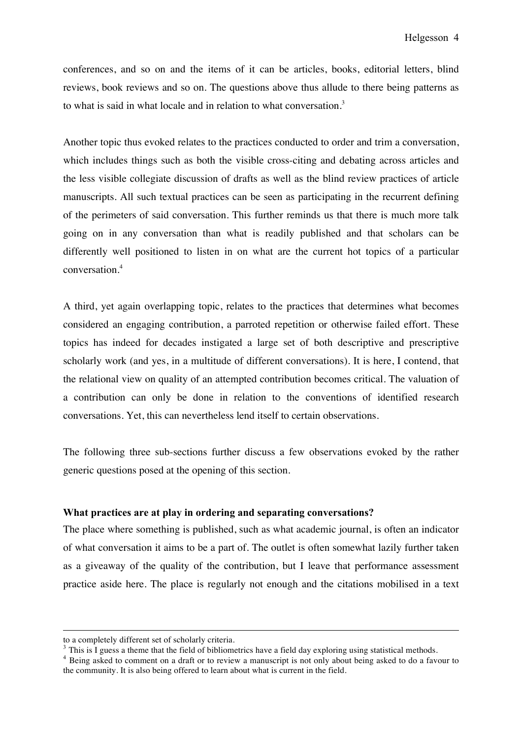conferences, and so on and the items of it can be articles, books, editorial letters, blind reviews, book reviews and so on. The questions above thus allude to there being patterns as to what is said in what locale and in relation to what conversation.[3]

Another topic thus evoked relates to the practices conducted to order and trim a conversation, which includes things such as both the visible cross-citing and debating across articles and the less visible collegiate discussion of drafts as well as the blind review practices of article manuscripts. All such textual practices can be seen as participating in the recurrent defining of the perimeters of said conversation. This further reminds us that there is much more talk going on in any conversation than what is readily published and that scholars can be differently well positioned to listen in on what are the current hot topics of a particular conversation.[4]

A third, yet again overlapping topic, relates to the practices that determines what becomes considered an engaging contribution, a parroted repetition or otherwise failed effort. These topics has indeed for decades instigated a large set of both descriptive and prescriptive scholarly work (and yes, in a multitude of different conversations). It is here, I contend, that the relational view on quality of an attempted contribution becomes critical. The valuation of a contribution can only be done in relation to the conventions of identified research conversations. Yet, this can nevertheless lend itself to certain observations.

The following three sub-sections further discuss a few observations evoked by the rather generic questions posed at the opening of this section.

**What practices are at play in ordering and separating conversations?**

The place where something is published, such as what academic journal, is often an indicator of what conversation it aims to be a part of. The outlet is often somewhat lazily further taken as a giveaway of the quality of the contribution, but I leave that performance assessment practice aside here. The place is regularly not enough and the citations mobilised in a text

---

to a completely different set of scholarly criteria.

[3] This is I guess a theme that the field of bibliometrics have a field day exploring using statistical methods.

[4] Being asked to comment on a draft or to review a manuscript is not only about being asked to do a favour to the community. It is also being offered to learn about what is current in the field.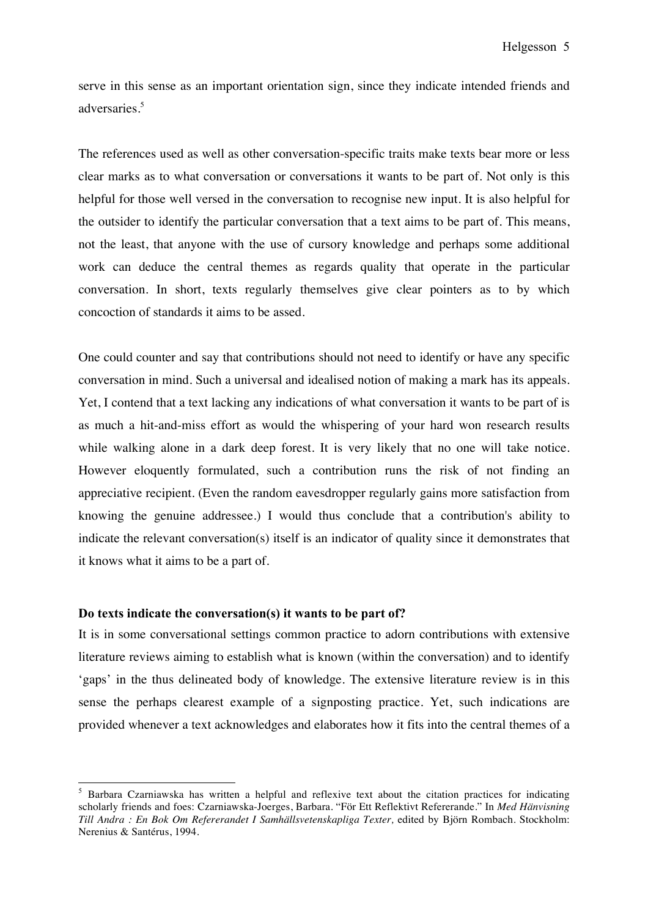serve in this sense as an important orientation sign, since they indicate intended friends and adversaries.[5]

The references used as well as other conversation-specific traits make texts bear more or less clear marks as to what conversation or conversations it wants to be part of. Not only is this helpful for those well versed in the conversation to recognise new input. It is also helpful for the outsider to identify the particular conversation that a text aims to be part of. This means, not the least, that anyone with the use of cursory knowledge and perhaps some additional work can deduce the central themes as regards quality that operate in the particular conversation. In short, texts regularly themselves give clear pointers as to by which concoction of standards it aims to be assed.

One could counter and say that contributions should not need to identify or have any specific conversation in mind. Such a universal and idealised notion of making a mark has its appeals. Yet, I contend that a text lacking any indications of what conversation it wants to be part of is as much a hit-and-miss effort as would the whispering of your hard won research results while walking alone in a dark deep forest. It is very likely that no one will take notice. However eloquently formulated, such a contribution runs the risk of not finding an appreciative recipient. (Even the random eavesdropper regularly gains more satisfaction from knowing the genuine addressee.) I would thus conclude that a contribution's ability to indicate the relevant conversation(s) itself is an indicator of quality since it demonstrates that it knows what it aims to be a part of.

**Do texts indicate the conversation(s) it wants to be part of?**

It is in some conversational settings common practice to adorn contributions with extensive literature reviews aiming to establish what is known (within the conversation) and to identify 'gaps' in the thus delineated body of knowledge. The extensive literature review is in this sense the perhaps clearest example of a signposting practice. Yet, such indications are provided whenever a text acknowledges and elaborates how it fits into the central themes of a

---

[5] Barbara Czarniawska has written a helpful and reflexive text about the citation practices for indicating scholarly friends and foes: Czarniawska-Joerges, Barbara. "För Ett Reflektivt Refererande." In *Med Hänvisning Till Andra : En Bok Om Refererandet I Samhällsvetenskapliga Texter,* edited by Björn Rombach. Stockholm: Nerenius & Santérus, 1994.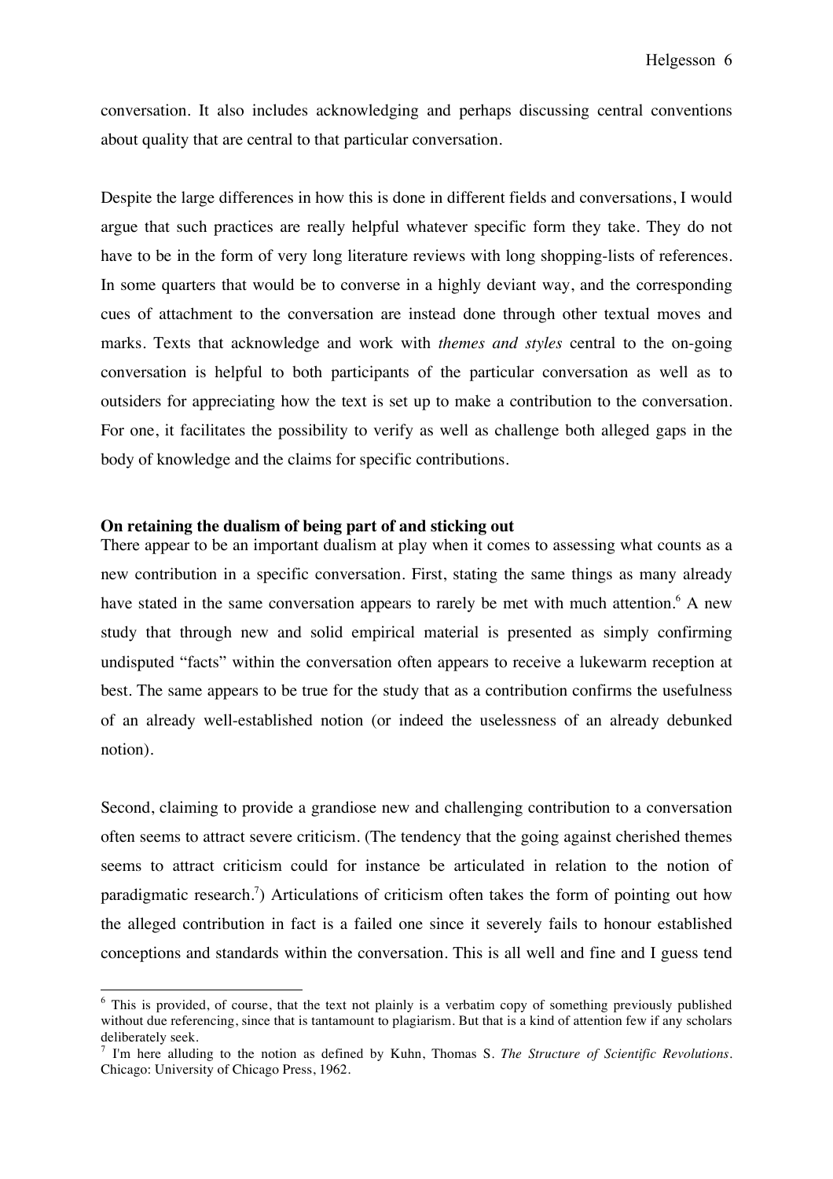conversation. It also includes acknowledging and perhaps discussing central conventions about quality that are central to that particular conversation.

Despite the large differences in how this is done in different fields and conversations, I would argue that such practices are really helpful whatever specific form they take. They do not have to be in the form of very long literature reviews with long shopping-lists of references. In some quarters that would be to converse in a highly deviant way, and the corresponding cues of attachment to the conversation are instead done through other textual moves and marks. Texts that acknowledge and work with *themes and styles* central to the on-going conversation is helpful to both participants of the particular conversation as well as to outsiders for appreciating how the text is set up to make a contribution to the conversation. For one, it facilitates the possibility to verify as well as challenge both alleged gaps in the body of knowledge and the claims for specific contributions.

**On retaining the dualism of being part of and sticking out**

There appear to be an important dualism at play when it comes to assessing what counts as a new contribution in a specific conversation. First, stating the same things as many already have stated in the same conversation appears to rarely be met with much attention.[6] A new study that through new and solid empirical material is presented as simply confirming undisputed "facts" within the conversation often appears to receive a lukewarm reception at best. The same appears to be true for the study that as a contribution confirms the usefulness of an already well-established notion (or indeed the uselessness of an already debunked notion).

Second, claiming to provide a grandiose new and challenging contribution to a conversation often seems to attract severe criticism. (The tendency that the going against cherished themes seems to attract criticism could for instance be articulated in relation to the notion of paradigmatic research.[7]) Articulations of criticism often takes the form of pointing out how the alleged contribution in fact is a failed one since it severely fails to honour established conceptions and standards within the conversation. This is all well and fine and I guess tend

---

[6] This is provided, of course, that the text not plainly is a verbatim copy of something previously published without due referencing, since that is tantamount to plagiarism. But that is a kind of attention few if any scholars deliberately seek.

[7] I'm here alluding to the notion as defined by Kuhn, Thomas S. *The Structure of Scientific Revolutions*. Chicago: University of Chicago Press, 1962.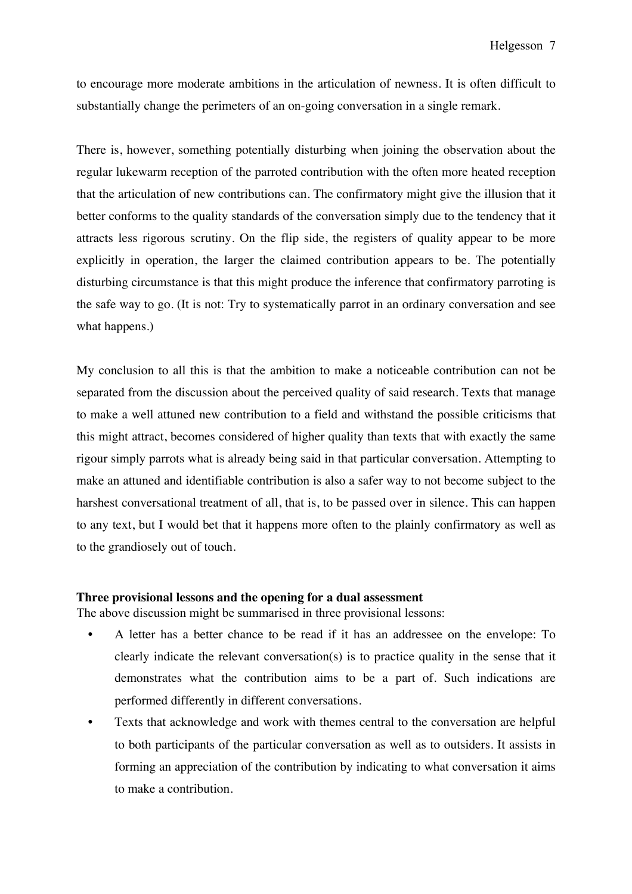to encourage more moderate ambitions in the articulation of newness. It is often difficult to substantially change the perimeters of an on-going conversation in a single remark.

There is, however, something potentially disturbing when joining the observation about the regular lukewarm reception of the parroted contribution with the often more heated reception that the articulation of new contributions can. The confirmatory might give the illusion that it better conforms to the quality standards of the conversation simply due to the tendency that it attracts less rigorous scrutiny. On the flip side, the registers of quality appear to be more explicitly in operation, the larger the claimed contribution appears to be. The potentially disturbing circumstance is that this might produce the inference that confirmatory parroting is the safe way to go. (It is not: Try to systematically parrot in an ordinary conversation and see what happens.)

My conclusion to all this is that the ambition to make a noticeable contribution can not be separated from the discussion about the perceived quality of said research. Texts that manage to make a well attuned new contribution to a field and withstand the possible criticisms that this might attract, becomes considered of higher quality than texts that with exactly the same rigour simply parrots what is already being said in that particular conversation. Attempting to make an attuned and identifiable contribution is also a safer way to not become subject to the harshest conversational treatment of all, that is, to be passed over in silence. This can happen to any text, but I would bet that it happens more often to the plainly confirmatory as well as to the grandiosely out of touch.

**Three provisional lessons and the opening for a dual assessment**

The above discussion might be summarised in three provisional lessons:

- A letter has a better chance to be read if it has an addressee on the envelope: To clearly indicate the relevant conversation(s) is to practice quality in the sense that it demonstrates what the contribution aims to be a part of. Such indications are performed differently in different conversations.
- Texts that acknowledge and work with themes central to the conversation are helpful to both participants of the particular conversation as well as to outsiders. It assists in forming an appreciation of the contribution by indicating to what conversation it aims to make a contribution.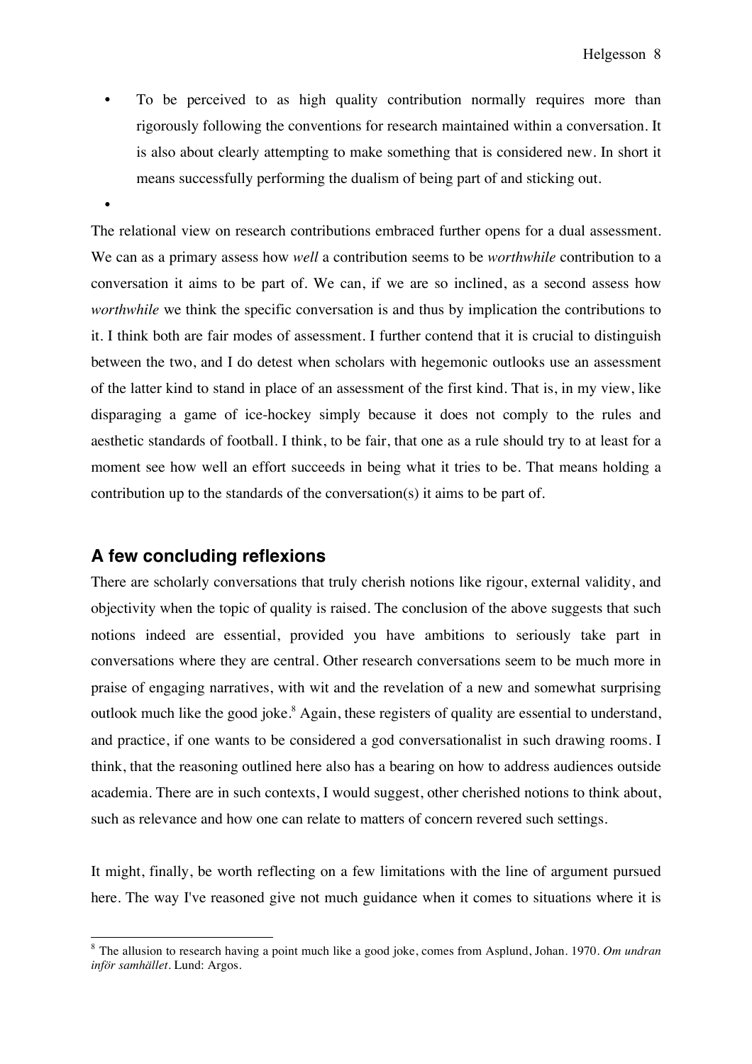- To be perceived to as high quality contribution normally requires more than rigorously following the conventions for research maintained within a conversation. It is also about clearly attempting to make something that is considered new. In short it means successfully performing the dualism of being part of and sticking out.
- 

The relational view on research contributions embraced further opens for a dual assessment. We can as a primary assess how *well* a contribution seems to be *worthwhile* contribution to a conversation it aims to be part of. We can, if we are so inclined, as a second assess how *worthwhile* we think the specific conversation is and thus by implication the contributions to it. I think both are fair modes of assessment. I further contend that it is crucial to distinguish between the two, and I do detest when scholars with hegemonic outlooks use an assessment of the latter kind to stand in place of an assessment of the first kind. That is, in my view, like disparaging a game of ice-hockey simply because it does not comply to the rules and aesthetic standards of football. I think, to be fair, that one as a rule should try to at least for a moment see how well an effort succeeds in being what it tries to be. That means holding a contribution up to the standards of the conversation(s) it aims to be part of.

## A few concluding reflexions

There are scholarly conversations that truly cherish notions like rigour, external validity, and objectivity when the topic of quality is raised. The conclusion of the above suggests that such notions indeed are essential, provided you have ambitions to seriously take part in conversations where they are central. Other research conversations seem to be much more in praise of engaging narratives, with wit and the revelation of a new and somewhat surprising outlook much like the good joke.[8] Again, these registers of quality are essential to understand, and practice, if one wants to be considered a god conversationalist in such drawing rooms. I think, that the reasoning outlined here also has a bearing on how to address audiences outside academia. There are in such contexts, I would suggest, other cherished notions to think about, such as relevance and how one can relate to matters of concern revered such settings.

It might, finally, be worth reflecting on a few limitations with the line of argument pursued here. The way I've reasoned give not much guidance when it comes to situations where it is

[8] The allusion to research having a point much like a good joke, comes from Asplund, Johan. 1970. *Om undran inför samhället*. Lund: Argos.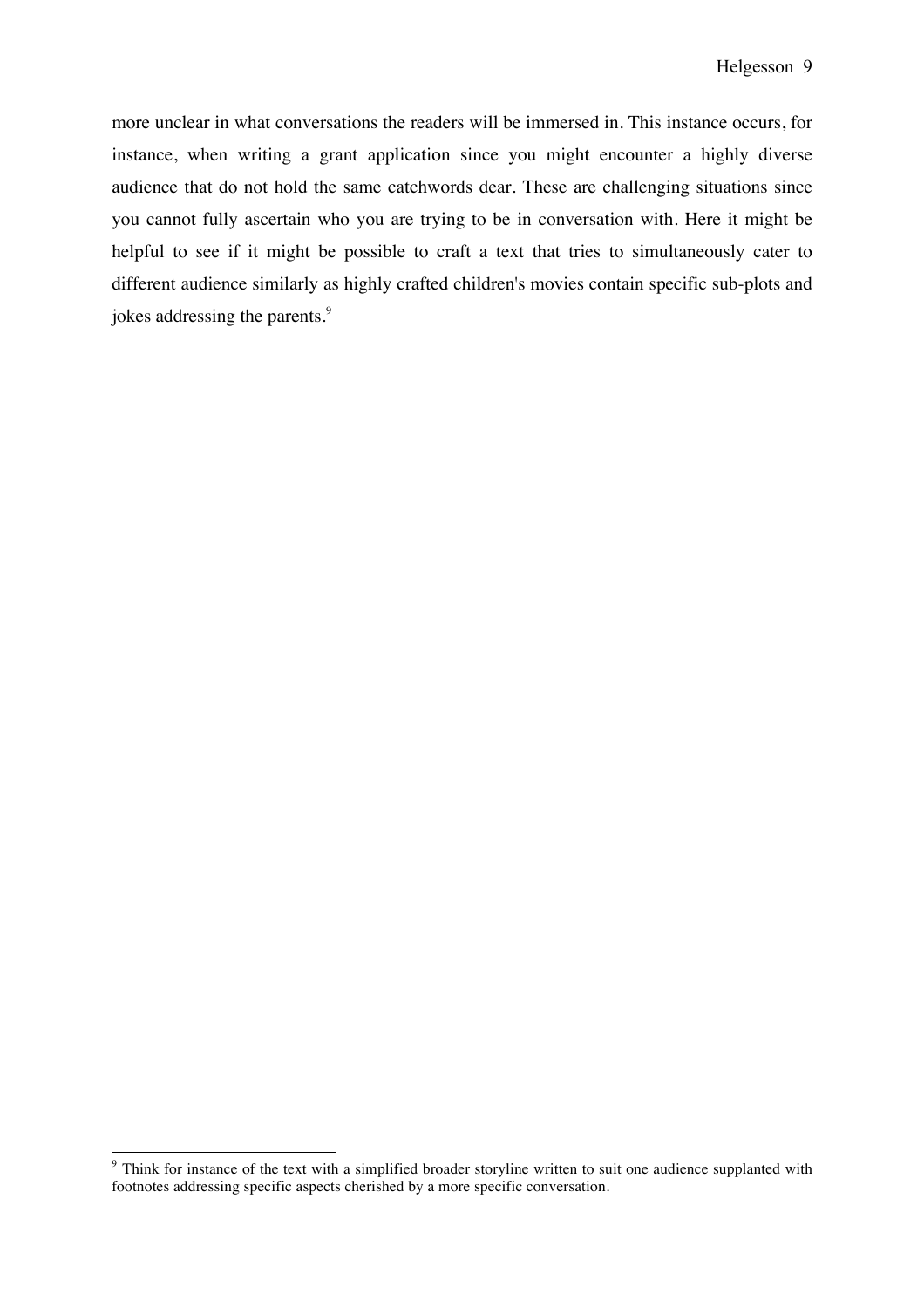more unclear in what conversations the readers will be immersed in. This instance occurs, for instance, when writing a grant application since you might encounter a highly diverse audience that do not hold the same catchwords dear. These are challenging situations since you cannot fully ascertain who you are trying to be in conversation with. Here it might be helpful to see if it might be possible to craft a text that tries to simultaneously cater to different audience similarly as highly crafted children's movies contain specific sub-plots and jokes addressing the parents.[9]

---

[9] Think for instance of the text with a simplified broader storyline written to suit one audience supplanted with footnotes addressing specific aspects cherished by a more specific conversation.